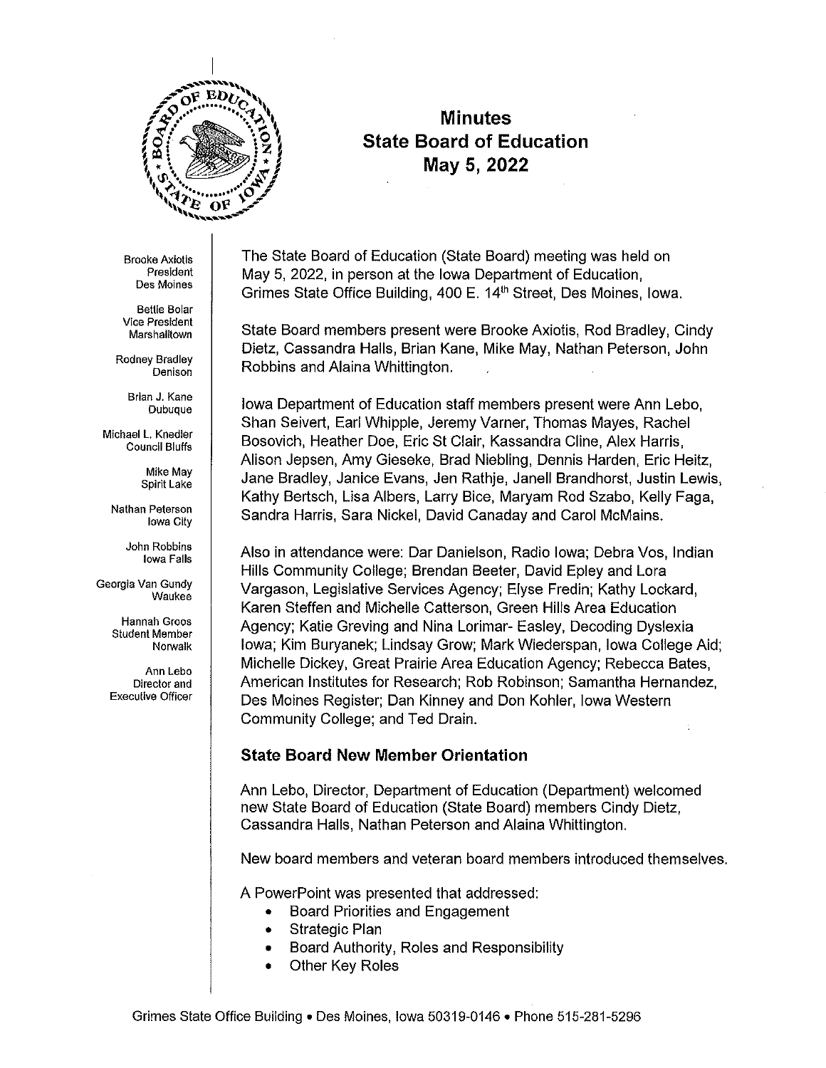# Minutes
# State Board of Education
# May 5, 2022

Brooke Axiotis
President
Des Moines

Bettie Bolar
Vice President
Marshalltown

Rodney Bradley
Denison

Brian J. Kane
Dubuque

Michael L. Knedler
Council Bluffs

Mike May
Spirit Lake

Nathan Peterson
Iowa City

John Robbins
Iowa Falls

Georgia Van Gundy
Waukee

Hannah Groos
Student Member
Norwalk

Ann Lebo
Director and
Executive Officer

The State Board of Education (State Board) meeting was held on May 5, 2022, in person at the Iowa Department of Education, Grimes State Office Building, 400 E. 14th Street, Des Moines, Iowa.

State Board members present were Brooke Axiotis, Rod Bradley, Cindy Dietz, Cassandra Halls, Brian Kane, Mike May, Nathan Peterson, John Robbins and Alaina Whittington.

Iowa Department of Education staff members present were Ann Lebo, Shan Seivert, Earl Whipple, Jeremy Varner, Thomas Mayes, Rachel Bosovich, Heather Doe, Eric St Clair, Kassandra Cline, Alex Harris, Alison Jepsen, Amy Gieseke, Brad Niebling, Dennis Harden, Eric Heitz, Jane Bradley, Janice Evans, Jen Rathje, Janell Brandhorst, Justin Lewis, Kathy Bertsch, Lisa Albers, Larry Bice, Maryam Rod Szabo, Kelly Faga, Sandra Harris, Sara Nickel, David Canaday and Carol McMains.

Also in attendance were: Dar Danielson, Radio Iowa; Debra Vos, Indian Hills Community College; Brendan Beeter, David Epley and Lora Vargason, Legislative Services Agency; Elyse Fredin; Kathy Lockard, Karen Steffen and Michelle Catterson, Green Hills Area Education Agency; Katie Greving and Nina Lorimar- Easley, Decoding Dyslexia Iowa; Kim Buryanek; Lindsay Grow; Mark Wiederspan, Iowa College Aid; Michelle Dickey, Great Prairie Area Education Agency; Rebecca Bates, American Institutes for Research; Rob Robinson; Samantha Hernandez, Des Moines Register; Dan Kinney and Don Kohler, Iowa Western Community College; and Ted Drain.

## State Board New Member Orientation

Ann Lebo, Director, Department of Education (Department) welcomed new State Board of Education (State Board) members Cindy Dietz, Cassandra Halls, Nathan Peterson and Alaina Whittington.

New board members and veteran board members introduced themselves.

A PowerPoint was presented that addressed:

- Board Priorities and Engagement
- Strategic Plan
- Board Authority, Roles and Responsibility
- Other Key Roles

Grimes State Office Building • Des Moines, Iowa 50319-0146 • Phone 515-281-5296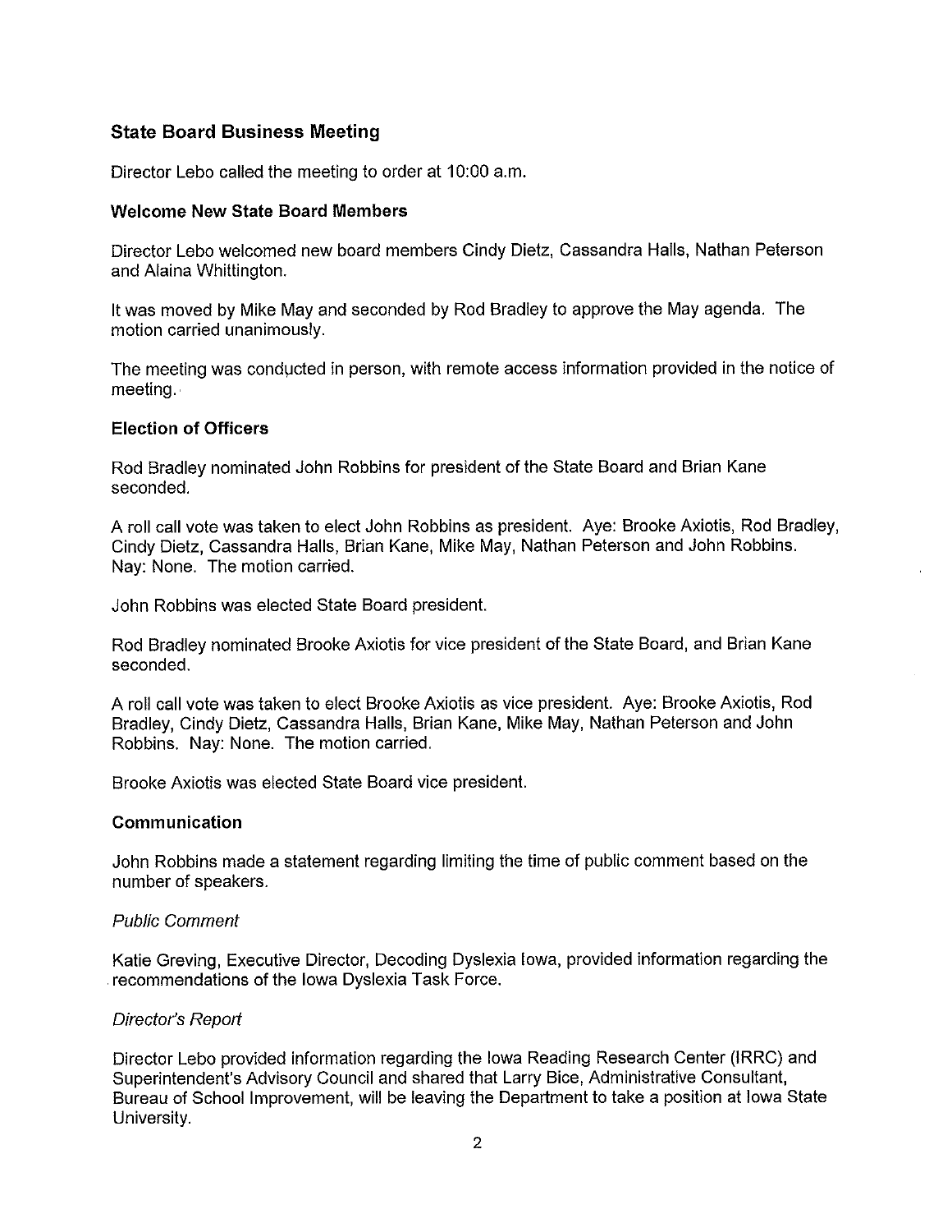## State Board Business Meeting

Director Lebo called the meeting to order at 10:00 a.m.

### Welcome New State Board Members

Director Lebo welcomed new board members Cindy Dietz, Cassandra Halls, Nathan Peterson and Alaina Whittington.

It was moved by Mike May and seconded by Rod Bradley to approve the May agenda. The motion carried unanimously.

The meeting was conducted in person, with remote access information provided in the notice of meeting.

### Election of Officers

Rod Bradley nominated John Robbins for president of the State Board and Brian Kane seconded.

A roll call vote was taken to elect John Robbins as president. Aye: Brooke Axiotis, Rod Bradley, Cindy Dietz, Cassandra Halls, Brian Kane, Mike May, Nathan Peterson and John Robbins. Nay: None. The motion carried.

John Robbins was elected State Board president.

Rod Bradley nominated Brooke Axiotis for vice president of the State Board, and Brian Kane seconded.

A roll call vote was taken to elect Brooke Axiotis as vice president. Aye: Brooke Axiotis, Rod Bradley, Cindy Dietz, Cassandra Halls, Brian Kane, Mike May, Nathan Peterson and John Robbins. Nay: None. The motion carried.

Brooke Axiotis was elected State Board vice president.

### Communication

John Robbins made a statement regarding limiting the time of public comment based on the number of speakers.

*Public Comment*

Katie Greving, Executive Director, Decoding Dyslexia Iowa, provided information regarding the recommendations of the Iowa Dyslexia Task Force.

*Director's Report*

Director Lebo provided information regarding the Iowa Reading Research Center (IRRC) and Superintendent's Advisory Council and shared that Larry Bice, Administrative Consultant, Bureau of School Improvement, will be leaving the Department to take a position at Iowa State University.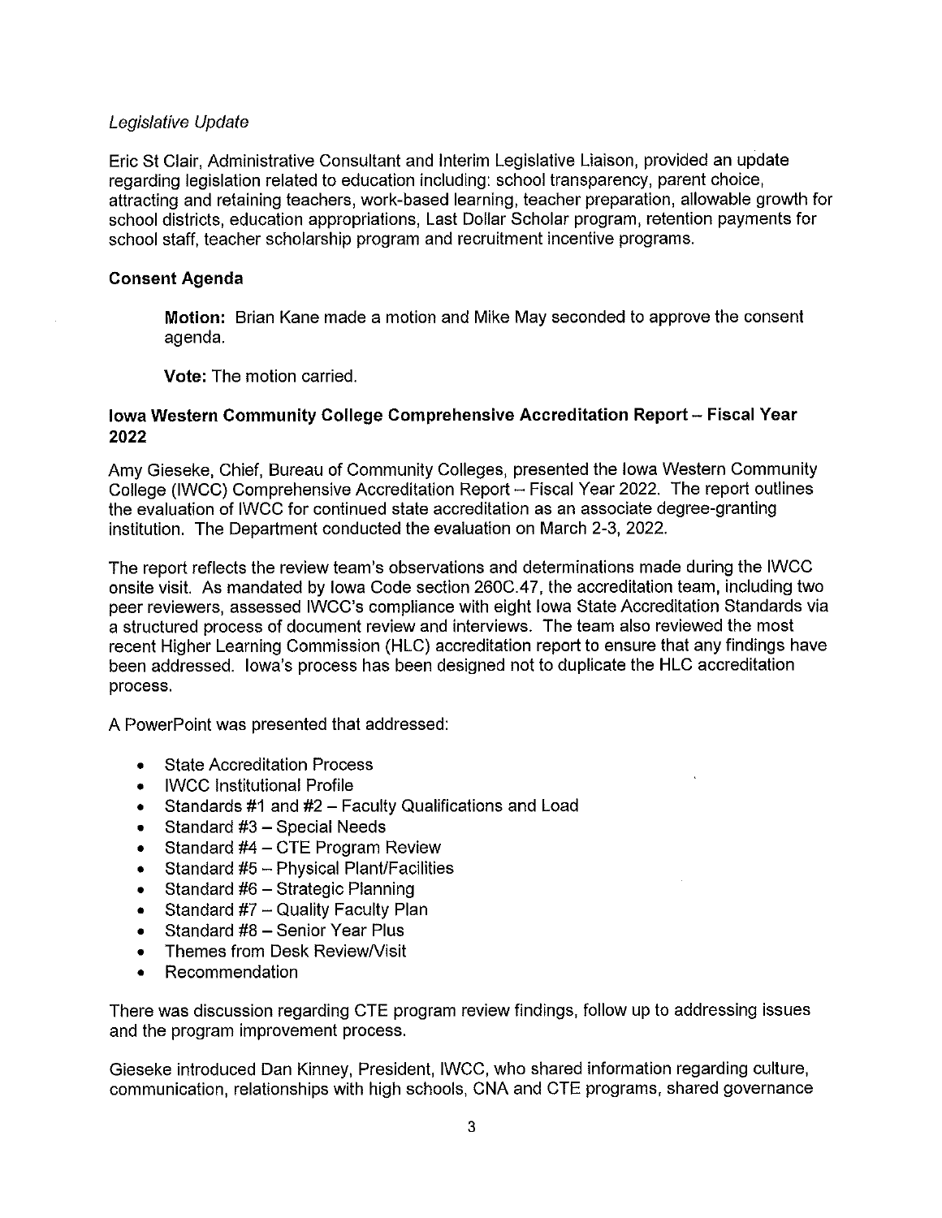*Legislative Update*

Eric St Clair, Administrative Consultant and Interim Legislative Liaison, provided an update regarding legislation related to education including: school transparency, parent choice, attracting and retaining teachers, work-based learning, teacher preparation, allowable growth for school districts, education appropriations, Last Dollar Scholar program, retention payments for school staff, teacher scholarship program and recruitment incentive programs.

**Consent Agenda**

> **Motion:** Brian Kane made a motion and Mike May seconded to approve the consent agenda.
>
> **Vote:** The motion carried.

**Iowa Western Community College Comprehensive Accreditation Report – Fiscal Year 2022**

Amy Gieseke, Chief, Bureau of Community Colleges, presented the Iowa Western Community College (IWCC) Comprehensive Accreditation Report – Fiscal Year 2022. The report outlines the evaluation of IWCC for continued state accreditation as an associate degree-granting institution. The Department conducted the evaluation on March 2-3, 2022.

The report reflects the review team's observations and determinations made during the IWCC onsite visit. As mandated by Iowa Code section 260C.47, the accreditation team, including two peer reviewers, assessed IWCC's compliance with eight Iowa State Accreditation Standards via a structured process of document review and interviews. The team also reviewed the most recent Higher Learning Commission (HLC) accreditation report to ensure that any findings have been addressed. Iowa's process has been designed not to duplicate the HLC accreditation process.

A PowerPoint was presented that addressed:

- State Accreditation Process
- IWCC Institutional Profile
- Standards #1 and #2 – Faculty Qualifications and Load
- Standard #3 – Special Needs
- Standard #4 – CTE Program Review
- Standard #5 – Physical Plant/Facilities
- Standard #6 – Strategic Planning
- Standard #7 – Quality Faculty Plan
- Standard #8 – Senior Year Plus
- Themes from Desk Review/Visit
- Recommendation

There was discussion regarding CTE program review findings, follow up to addressing issues and the program improvement process.

Gieseke introduced Dan Kinney, President, IWCC, who shared information regarding culture, communication, relationships with high schools, CNA and CTE programs, shared governance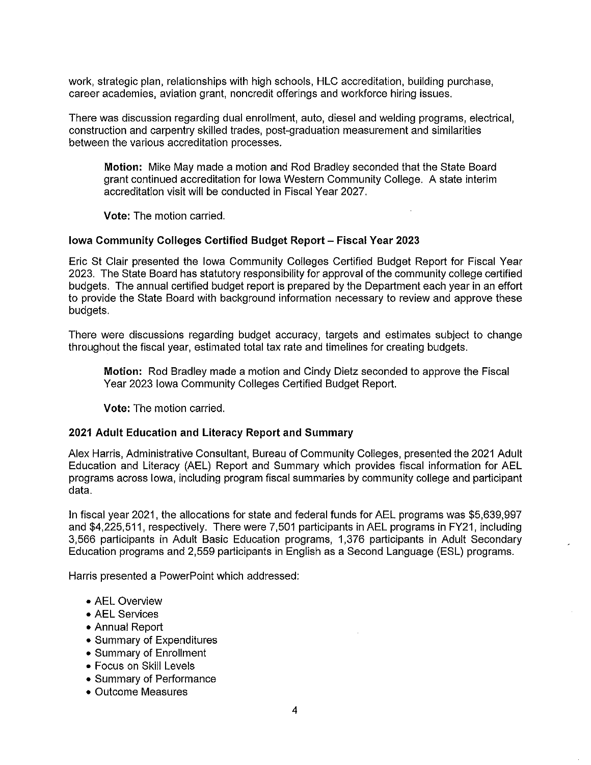work, strategic plan, relationships with high schools, HLC accreditation, building purchase, career academies, aviation grant, noncredit offerings and workforce hiring issues.

There was discussion regarding dual enrollment, auto, diesel and welding programs, electrical, construction and carpentry skilled trades, post-graduation measurement and similarities between the various accreditation processes.

> **Motion:** Mike May made a motion and Rod Bradley seconded that the State Board grant continued accreditation for Iowa Western Community College. A state interim accreditation visit will be conducted in Fiscal Year 2027.
>
> **Vote:** The motion carried.

### Iowa Community Colleges Certified Budget Report – Fiscal Year 2023

Eric St Clair presented the Iowa Community Colleges Certified Budget Report for Fiscal Year 2023. The State Board has statutory responsibility for approval of the community college certified budgets. The annual certified budget report is prepared by the Department each year in an effort to provide the State Board with background information necessary to review and approve these budgets.

There were discussions regarding budget accuracy, targets and estimates subject to change throughout the fiscal year, estimated total tax rate and timelines for creating budgets.

> **Motion:** Rod Bradley made a motion and Cindy Dietz seconded to approve the Fiscal Year 2023 Iowa Community Colleges Certified Budget Report.
>
> **Vote:** The motion carried.

### 2021 Adult Education and Literacy Report and Summary

Alex Harris, Administrative Consultant, Bureau of Community Colleges, presented the 2021 Adult Education and Literacy (AEL) Report and Summary which provides fiscal information for AEL programs across Iowa, including program fiscal summaries by community college and participant data.

In fiscal year 2021, the allocations for state and federal funds for AEL programs was $5,639,997 and $4,225,511, respectively. There were 7,501 participants in AEL programs in FY21, including 3,566 participants in Adult Basic Education programs, 1,376 participants in Adult Secondary Education programs and 2,559 participants in English as a Second Language (ESL) programs.

Harris presented a PowerPoint which addressed:

- AEL Overview
- AEL Services
- Annual Report
- Summary of Expenditures
- Summary of Enrollment
- Focus on Skill Levels
- Summary of Performance
- Outcome Measures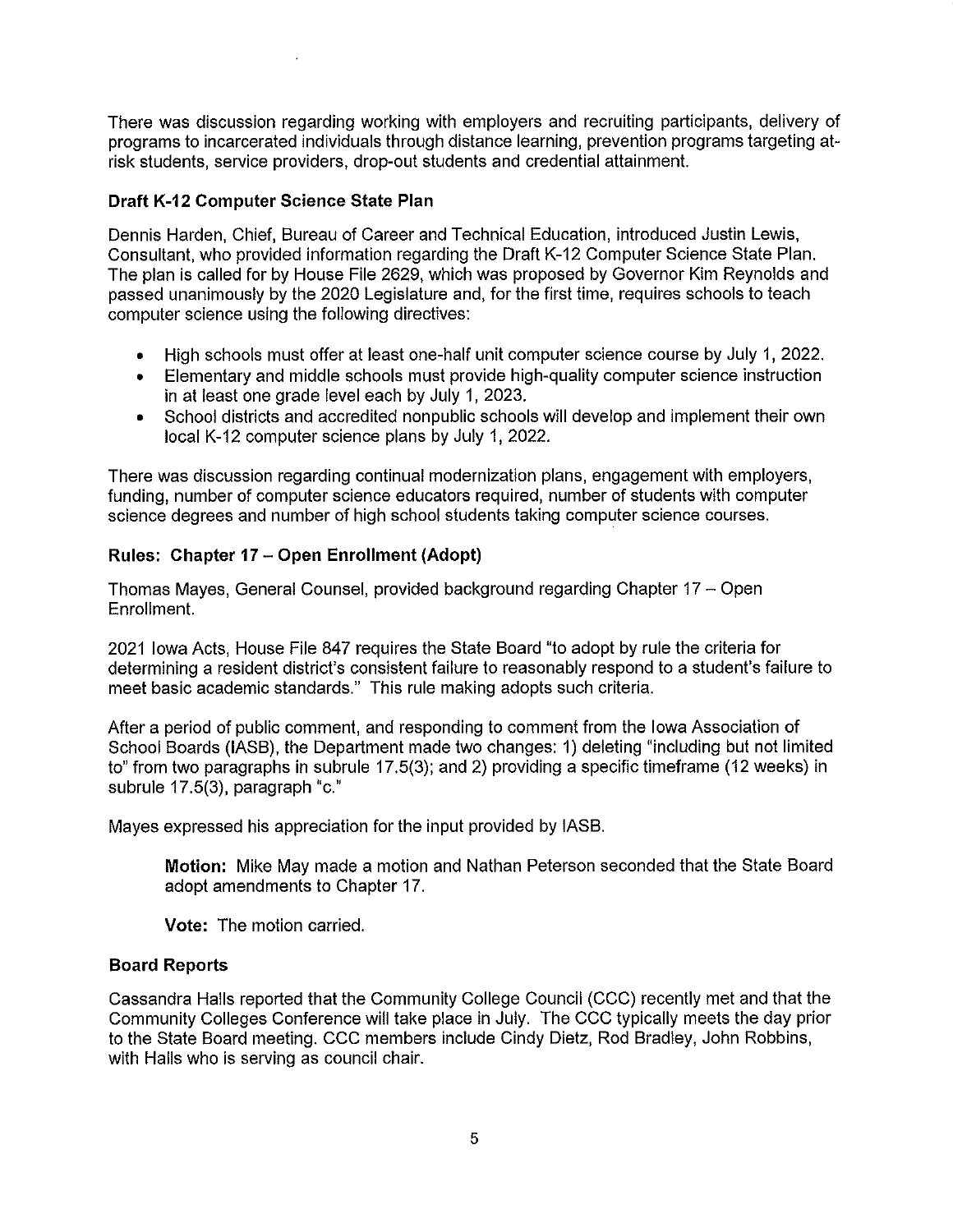There was discussion regarding working with employers and recruiting participants, delivery of programs to incarcerated individuals through distance learning, prevention programs targeting at-risk students, service providers, drop-out students and credential attainment.

### Draft K-12 Computer Science State Plan

Dennis Harden, Chief, Bureau of Career and Technical Education, introduced Justin Lewis, Consultant, who provided information regarding the Draft K-12 Computer Science State Plan. The plan is called for by House File 2629, which was proposed by Governor Kim Reynolds and passed unanimously by the 2020 Legislature and, for the first time, requires schools to teach computer science using the following directives:

- High schools must offer at least one-half unit computer science course by July 1, 2022.
- Elementary and middle schools must provide high-quality computer science instruction in at least one grade level each by July 1, 2023.
- School districts and accredited nonpublic schools will develop and implement their own local K-12 computer science plans by July 1, 2022.

There was discussion regarding continual modernization plans, engagement with employers, funding, number of computer science educators required, number of students with computer science degrees and number of high school students taking computer science courses.

### Rules: Chapter 17 – Open Enrollment (Adopt)

Thomas Mayes, General Counsel, provided background regarding Chapter 17 – Open Enrollment.

2021 Iowa Acts, House File 847 requires the State Board "to adopt by rule the criteria for determining a resident district's consistent failure to reasonably respond to a student's failure to meet basic academic standards." This rule making adopts such criteria.

After a period of public comment, and responding to comment from the Iowa Association of School Boards (IASB), the Department made two changes: 1) deleting "including but not limited to" from two paragraphs in subrule 17.5(3); and 2) providing a specific timeframe (12 weeks) in subrule 17.5(3), paragraph "c."

Mayes expressed his appreciation for the input provided by IASB.

> **Motion:** Mike May made a motion and Nathan Peterson seconded that the State Board adopt amendments to Chapter 17.
>
> **Vote:** The motion carried.

### Board Reports

Cassandra Halls reported that the Community College Council (CCC) recently met and that the Community Colleges Conference will take place in July. The CCC typically meets the day prior to the State Board meeting. CCC members include Cindy Dietz, Rod Bradley, John Robbins, with Halls who is serving as council chair.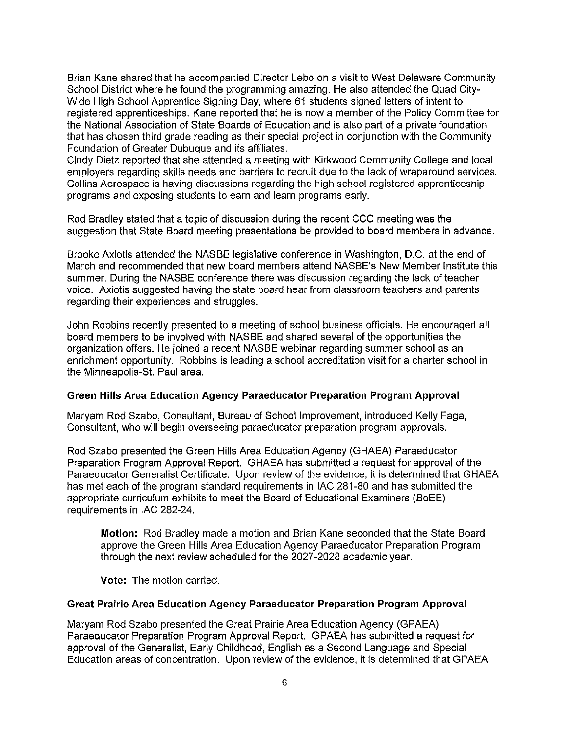Brian Kane shared that he accompanied Director Lebo on a visit to West Delaware Community School District where he found the programming amazing. He also attended the Quad City-Wide High School Apprentice Signing Day, where 61 students signed letters of intent to registered apprenticeships. Kane reported that he is now a member of the Policy Committee for the National Association of State Boards of Education and is also part of a private foundation that has chosen third grade reading as their special project in conjunction with the Community Foundation of Greater Dubuque and its affiliates.
Cindy Dietz reported that she attended a meeting with Kirkwood Community College and local employers regarding skills needs and barriers to recruit due to the lack of wraparound services. Collins Aerospace is having discussions regarding the high school registered apprenticeship programs and exposing students to earn and learn programs early.

Rod Bradley stated that a topic of discussion during the recent CCC meeting was the suggestion that State Board meeting presentations be provided to board members in advance.

Brooke Axiotis attended the NASBE legislative conference in Washington, D.C. at the end of March and recommended that new board members attend NASBE's New Member Institute this summer. During the NASBE conference there was discussion regarding the lack of teacher voice. Axiotis suggested having the state board hear from classroom teachers and parents regarding their experiences and struggles.

John Robbins recently presented to a meeting of school business officials. He encouraged all board members to be involved with NASBE and shared several of the opportunities the organization offers. He joined a recent NASBE webinar regarding summer school as an enrichment opportunity. Robbins is leading a school accreditation visit for a charter school in the Minneapolis-St. Paul area.

**Green Hills Area Education Agency Paraeducator Preparation Program Approval**

Maryam Rod Szabo, Consultant, Bureau of School Improvement, introduced Kelly Faga, Consultant, who will begin overseeing paraeducator preparation program approvals.

Rod Szabo presented the Green Hills Area Education Agency (GHAEA) Paraeducator Preparation Program Approval Report. GHAEA has submitted a request for approval of the Paraeducator Generalist Certificate. Upon review of the evidence, it is determined that GHAEA has met each of the program standard requirements in IAC 281-80 and has submitted the appropriate curriculum exhibits to meet the Board of Educational Examiners (BoEE) requirements in IAC 282-24.

> **Motion:** Rod Bradley made a motion and Brian Kane seconded that the State Board approve the Green Hills Area Education Agency Paraeducator Preparation Program through the next review scheduled for the 2027-2028 academic year.
>
> **Vote:** The motion carried.

**Great Prairie Area Education Agency Paraeducator Preparation Program Approval**

Maryam Rod Szabo presented the Great Prairie Area Education Agency (GPAEA) Paraeducator Preparation Program Approval Report. GPAEA has submitted a request for approval of the Generalist, Early Childhood, English as a Second Language and Special Education areas of concentration. Upon review of the evidence, it is determined that GPAEA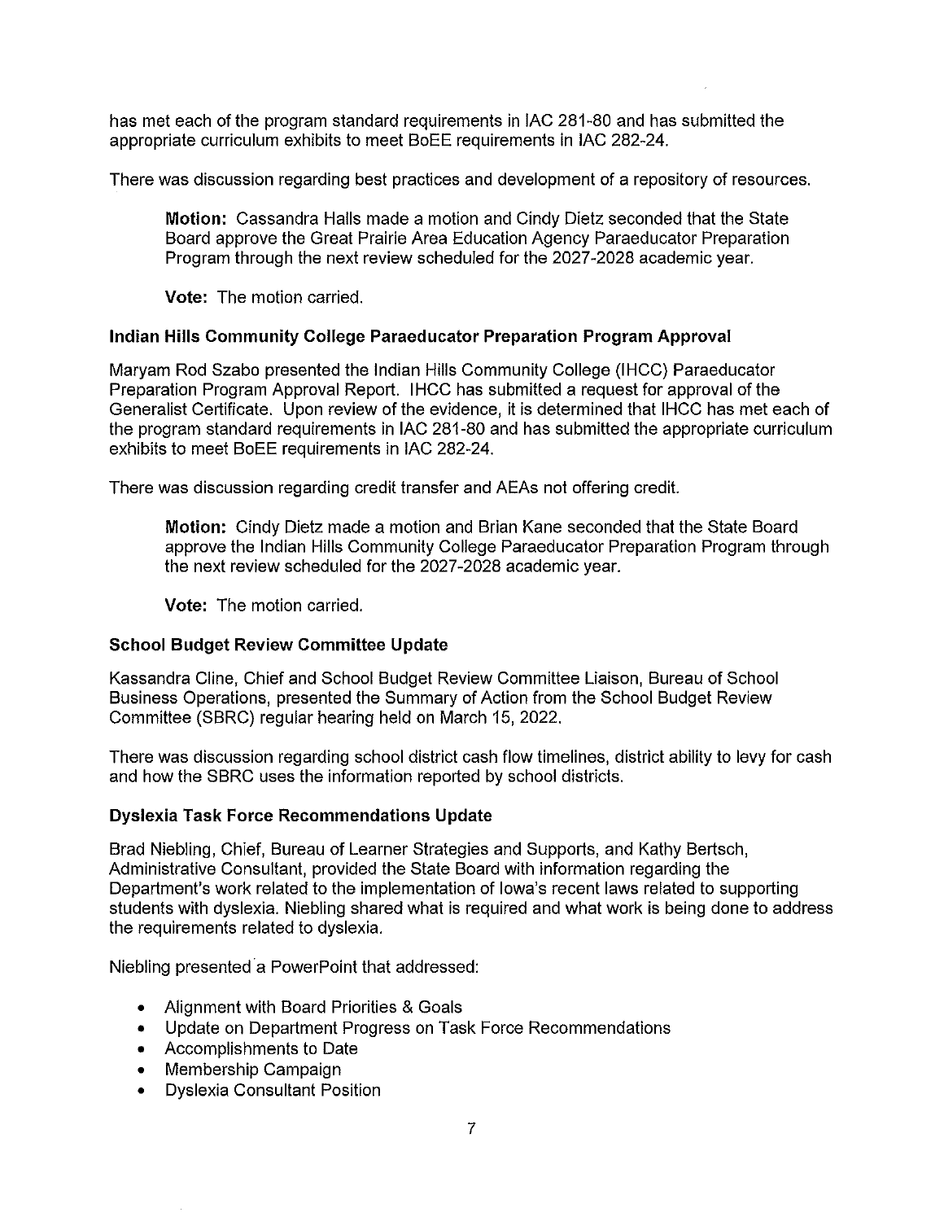has met each of the program standard requirements in IAC 281-80 and has submitted the appropriate curriculum exhibits to meet BoEE requirements in IAC 282-24.

There was discussion regarding best practices and development of a repository of resources.

> **Motion:** Cassandra Halls made a motion and Cindy Dietz seconded that the State Board approve the Great Prairie Area Education Agency Paraeducator Preparation Program through the next review scheduled for the 2027-2028 academic year.
>
> **Vote:** The motion carried.

### Indian Hills Community College Paraeducator Preparation Program Approval

Maryam Rod Szabo presented the Indian Hills Community College (IHCC) Paraeducator Preparation Program Approval Report. IHCC has submitted a request for approval of the Generalist Certificate. Upon review of the evidence, it is determined that IHCC has met each of the program standard requirements in IAC 281-80 and has submitted the appropriate curriculum exhibits to meet BoEE requirements in IAC 282-24.

There was discussion regarding credit transfer and AEAs not offering credit.

> **Motion:** Cindy Dietz made a motion and Brian Kane seconded that the State Board approve the Indian Hills Community College Paraeducator Preparation Program through the next review scheduled for the 2027-2028 academic year.
>
> **Vote:** The motion carried.

### School Budget Review Committee Update

Kassandra Cline, Chief and School Budget Review Committee Liaison, Bureau of School Business Operations, presented the Summary of Action from the School Budget Review Committee (SBRC) regular hearing held on March 15, 2022.

There was discussion regarding school district cash flow timelines, district ability to levy for cash and how the SBRC uses the information reported by school districts.

### Dyslexia Task Force Recommendations Update

Brad Niebling, Chief, Bureau of Learner Strategies and Supports, and Kathy Bertsch, Administrative Consultant, provided the State Board with information regarding the Department's work related to the implementation of Iowa's recent laws related to supporting students with dyslexia. Niebling shared what is required and what work is being done to address the requirements related to dyslexia.

Niebling presented a PowerPoint that addressed:

- Alignment with Board Priorities & Goals
- Update on Department Progress on Task Force Recommendations
- Accomplishments to Date
- Membership Campaign
- Dyslexia Consultant Position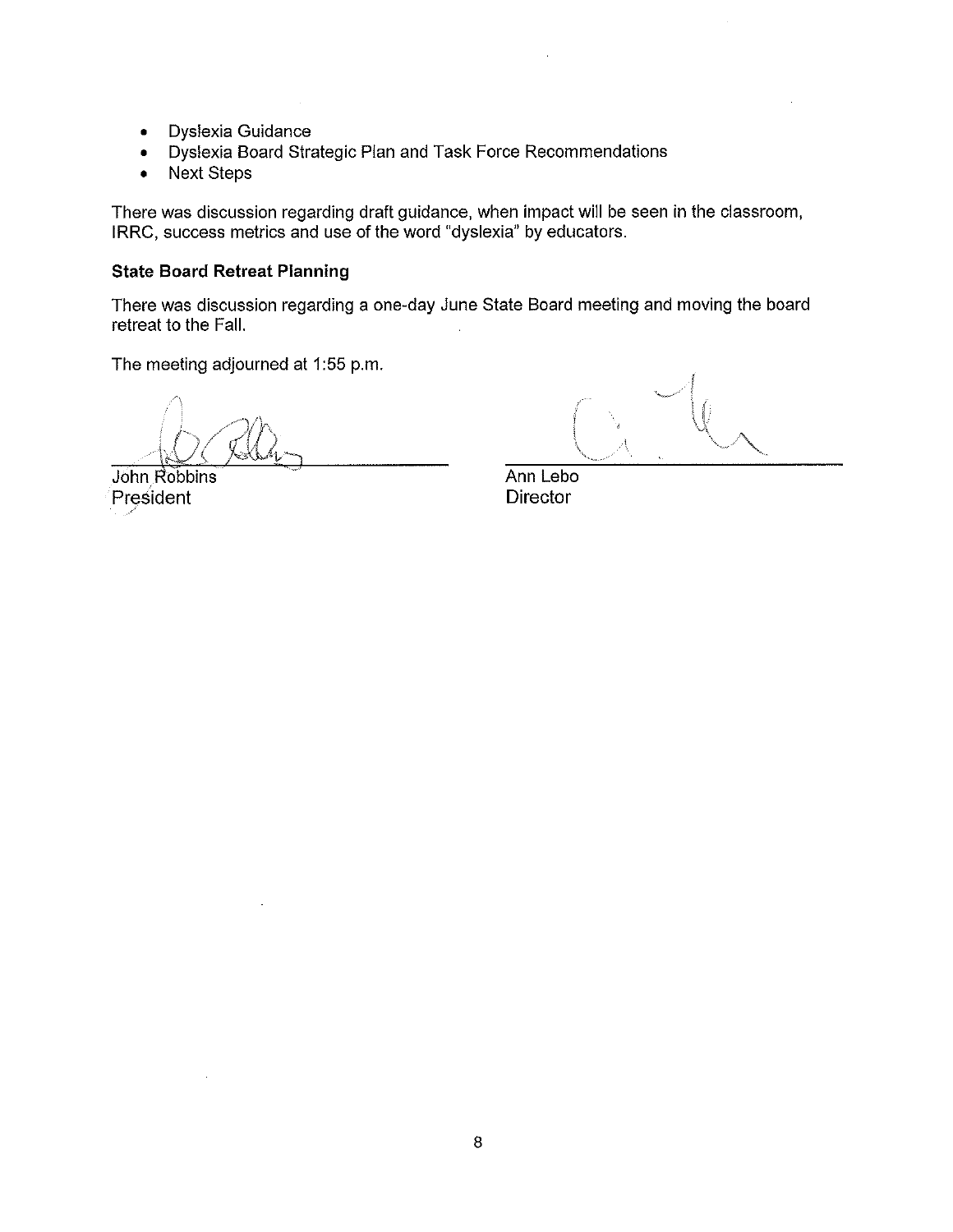- Dyslexia Guidance
- Dyslexia Board Strategic Plan and Task Force Recommendations
- Next Steps

There was discussion regarding draft guidance, when impact will be seen in the classroom, IRRC, success metrics and use of the word "dyslexia" by educators.

**State Board Retreat Planning**

There was discussion regarding a one-day June State Board meeting and moving the board retreat to the Fall.

The meeting adjourned at 1:55 p.m.

John Robbins
President

Ann Lebo
Director